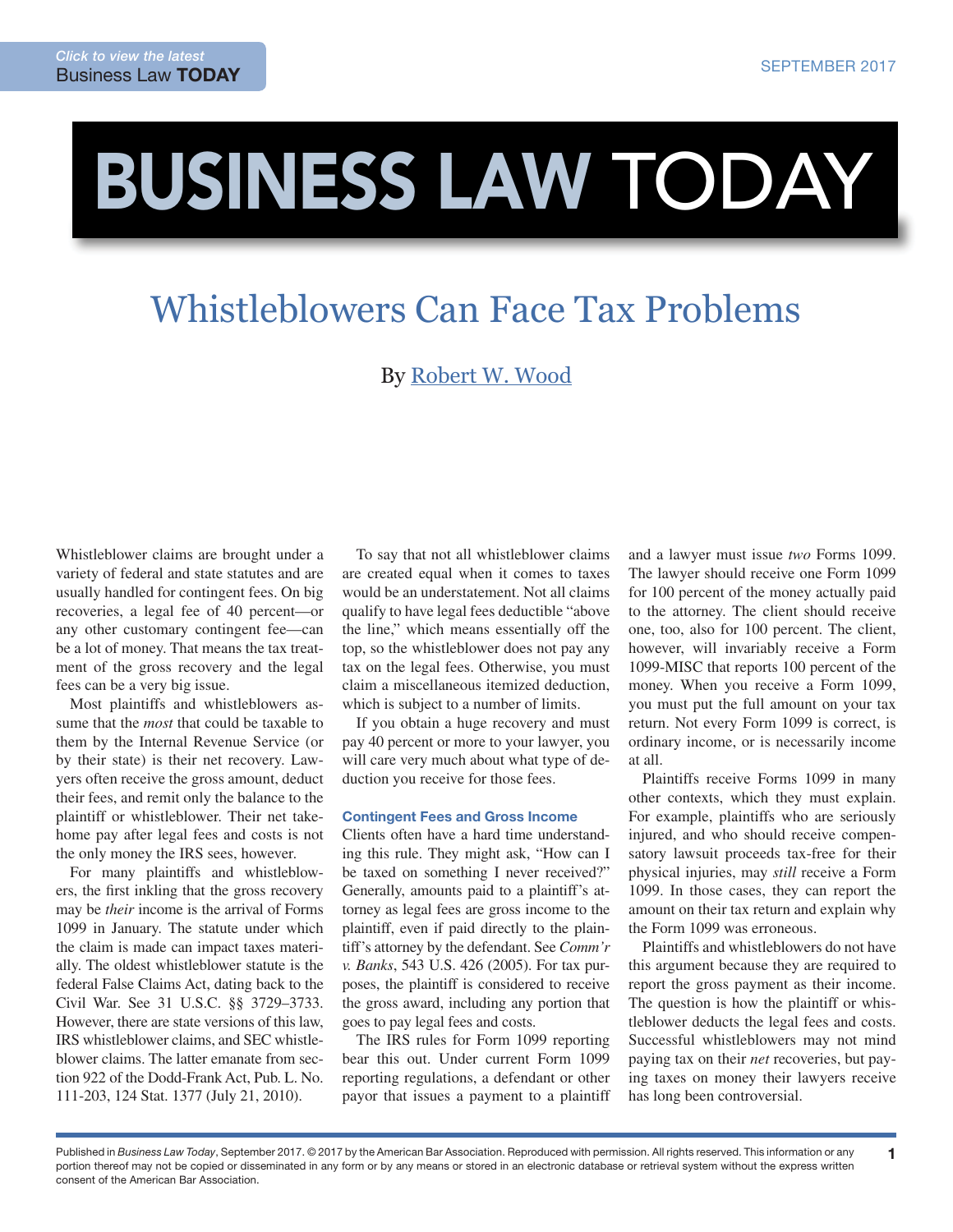# Whistleblowers Can Face Tax Problems

By Robert W. Wood

Whistleblower claims are brought under a variety of federal and state statutes and are usually handled for contingent fees. On big recoveries, a legal fee of 40 percent—or any other customary contingent fee—can be a lot of money. That means the tax treatment of the gross recovery and the legal fees can be a very big issue.

Most plaintiffs and whistleblowers assume that the *most* that could be taxable to them by the Internal Revenue Service (or by their state) is their net recovery. Lawyers often receive the gross amount, deduct their fees, and remit only the balance to the plaintiff or whistleblower. Their net take-home pay after legal fees and costs is not the only money the IRS sees, however.

For many plaintiffs and whistleblowers, the first inkling that the gross recovery may be *their* income is the arrival of Forms 1099 in January. The statute under which the claim is made can impact taxes materially. The oldest whistleblower statute is the federal False Claims Act, dating back to the Civil War. See 31 U.S.C. §§ 3729–3733. However, there are state versions of this law, IRS whistleblower claims, and SEC whistleblower claims. The latter emanate from section 922 of the Dodd-Frank Act, Pub. L. No. 111-203, 124 Stat. 1377 (July 21, 2010).

To say that not all whistleblower claims are created equal when it comes to taxes would be an understatement. Not all claims qualify to have legal fees deductible "above the line," which means essentially off the top, so the whistleblower does not pay any tax on the legal fees. Otherwise, you must claim a miscellaneous itemized deduction, which is subject to a number of limits.

If you obtain a huge recovery and must pay 40 percent or more to your lawyer, you will care very much about what type of deduction you receive for those fees.

### Contingent Fees and Gross Income

Clients often have a hard time understanding this rule. They might ask, "How can I be taxed on something I never received?" Generally, amounts paid to a plaintiff's attorney as legal fees are gross income to the plaintiff, even if paid directly to the plaintiff's attorney by the defendant. See *Comm'r v. Banks*, 543 U.S. 426 (2005). For tax purposes, the plaintiff is considered to receive the gross award, including any portion that goes to pay legal fees and costs.

The IRS rules for Form 1099 reporting bear this out. Under current Form 1099 reporting regulations, a defendant or other payor that issues a payment to a plaintiff and a lawyer must issue *two* Forms 1099. The lawyer should receive one Form 1099 for 100 percent of the money actually paid to the attorney. The client should receive one, too, also for 100 percent. The client, however, will invariably receive a Form 1099-MISC that reports 100 percent of the money. When you receive a Form 1099, you must put the full amount on your tax return. Not every Form 1099 is correct, is ordinary income, or is necessarily income at all.

Plaintiffs receive Forms 1099 in many other contexts, which they must explain. For example, plaintiffs who are seriously injured, and who should receive compensatory lawsuit proceeds tax-free for their physical injuries, may *still* receive a Form 1099. In those cases, they can report the amount on their tax return and explain why the Form 1099 was erroneous.

Plaintiffs and whistleblowers do not have this argument because they are required to report the gross payment as their income. The question is how the plaintiff or whistleblower deducts the legal fees and costs. Successful whistleblowers may not mind paying tax on their *net* recoveries, but paying taxes on money their lawyers receive has long been controversial.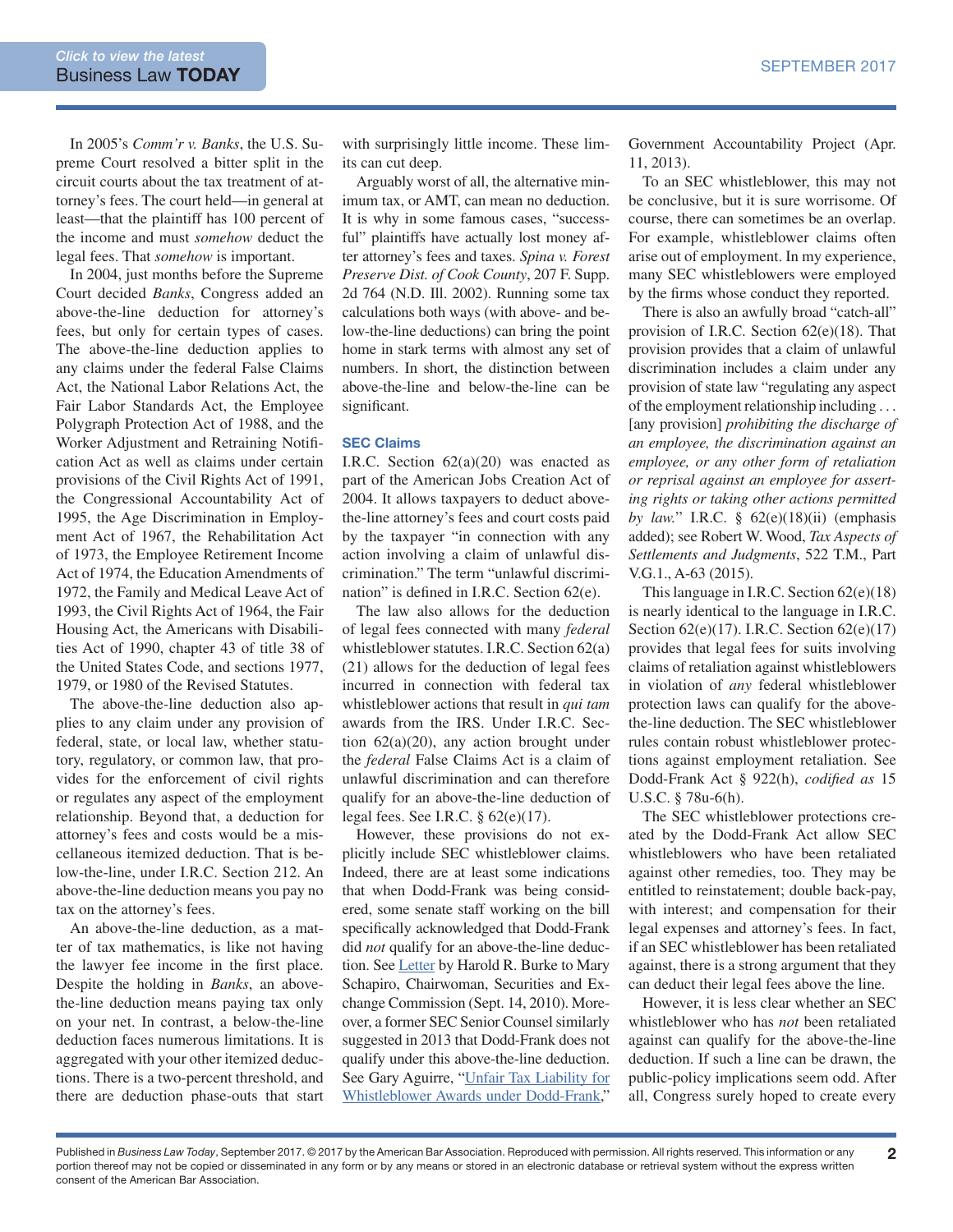In 2005's *Comm'r v. Banks*, the U.S. Supreme Court resolved a bitter split in the circuit courts about the tax treatment of attorney's fees. The court held—in general at least—that the plaintiff has 100 percent of the income and must *somehow* deduct the legal fees. That *somehow* is important.

In 2004, just months before the Supreme Court decided *Banks*, Congress added an above-the-line deduction for attorney's fees, but only for certain types of cases. The above-the-line deduction applies to any claims under the federal False Claims Act, the National Labor Relations Act, the Fair Labor Standards Act, the Employee Polygraph Protection Act of 1988, and the Worker Adjustment and Retraining Notification Act as well as claims under certain provisions of the Civil Rights Act of 1991, the Congressional Accountability Act of 1995, the Age Discrimination in Employment Act of 1967, the Rehabilitation Act of 1973, the Employee Retirement Income Act of 1974, the Education Amendments of 1972, the Family and Medical Leave Act of 1993, the Civil Rights Act of 1964, the Fair Housing Act, the Americans with Disabilities Act of 1990, chapter 43 of title 38 of the United States Code, and sections 1977, 1979, or 1980 of the Revised Statutes.

The above-the-line deduction also applies to any claim under any provision of federal, state, or local law, whether statutory, regulatory, or common law, that provides for the enforcement of civil rights or regulates any aspect of the employment relationship. Beyond that, a deduction for attorney's fees and costs would be a miscellaneous itemized deduction. That is below-the-line, under I.R.C. Section 212. An above-the-line deduction means you pay no tax on the attorney's fees.

An above-the-line deduction, as a matter of tax mathematics, is like not having the lawyer fee income in the first place. Despite the holding in *Banks*, an above-the-line deduction means paying tax only on your net. In contrast, a below-the-line deduction faces numerous limitations. It is aggregated with your other itemized deductions. There is a two-percent threshold, and there are deduction phase-outs that start with surprisingly little income. These limits can cut deep.

Arguably worst of all, the alternative minimum tax, or AMT, can mean no deduction. It is why in some famous cases, "successful" plaintiffs have actually lost money after attorney's fees and taxes. *Spina v. Forest Preserve Dist. of Cook County*, 207 F. Supp. 2d 764 (N.D. Ill. 2002). Running some tax calculations both ways (with above- and below-the-line deductions) can bring the point home in stark terms with almost any set of numbers. In short, the distinction between above-the-line and below-the-line can be significant.

### SEC Claims

I.R.C. Section 62(a)(20) was enacted as part of the American Jobs Creation Act of 2004. It allows taxpayers to deduct above-the-line attorney's fees and court costs paid by the taxpayer "in connection with any action involving a claim of unlawful discrimination." The term "unlawful discrimination" is defined in I.R.C. Section 62(e).

The law also allows for the deduction of legal fees connected with many *federal* whistleblower statutes. I.R.C. Section 62(a)(21) allows for the deduction of legal fees incurred in connection with federal tax whistleblower actions that result in *qui tam* awards from the IRS. Under I.R.C. Section 62(a)(20), any action brought under the *federal* False Claims Act is a claim of unlawful discrimination and can therefore qualify for an above-the-line deduction of legal fees. See I.R.C. § 62(e)(17).

However, these provisions do not explicitly include SEC whistleblower claims. Indeed, there are at least some indications that when Dodd-Frank was being considered, some senate staff working on the bill specifically acknowledged that Dodd-Frank did *not* qualify for an above-the-line deduction. See Letter by Harold R. Burke to Mary Schapiro, Chairwoman, Securities and Exchange Commission (Sept. 14, 2010). Moreover, a former SEC Senior Counsel similarly suggested in 2013 that Dodd-Frank does not qualify under this above-the-line deduction. See Gary Aguirre, "Unfair Tax Liability for Whistleblower Awards under Dodd-Frank," Government Accountability Project (Apr. 11, 2013).

To an SEC whistleblower, this may not be conclusive, but it is sure worrisome. Of course, there can sometimes be an overlap. For example, whistleblower claims often arise out of employment. In my experience, many SEC whistleblowers were employed by the firms whose conduct they reported.

There is also an awfully broad "catch-all" provision of I.R.C. Section 62(e)(18). That provision provides that a claim of unlawful discrimination includes a claim under any provision of state law "regulating any aspect of the employment relationship including . . . [any provision] *prohibiting the discharge of an employee, the discrimination against an employee, or any other form of retaliation or reprisal against an employee for asserting rights or taking other actions permitted by law.*" I.R.C. § 62(e)(18)(ii) (emphasis added); see Robert W. Wood, *Tax Aspects of Settlements and Judgments*, 522 T.M., Part V.G.1., A-63 (2015).

This language in I.R.C. Section 62(e)(18) is nearly identical to the language in I.R.C. Section 62(e)(17). I.R.C. Section 62(e)(17) provides that legal fees for suits involving claims of retaliation against whistleblowers in violation of *any* federal whistleblower protection laws can qualify for the above-the-line deduction. The SEC whistleblower rules contain robust whistleblower protections against employment retaliation. See Dodd-Frank Act § 922(h), *codified as* 15 U.S.C. § 78u-6(h).

The SEC whistleblower protections created by the Dodd-Frank Act allow SEC whistleblowers who have been retaliated against other remedies, too. They may be entitled to reinstatement; double back-pay, with interest; and compensation for their legal expenses and attorney's fees. In fact, if an SEC whistleblower has been retaliated against, there is a strong argument that they can deduct their legal fees above the line.

However, it is less clear whether an SEC whistleblower who has *not* been retaliated against can qualify for the above-the-line deduction. If such a line can be drawn, the public-policy implications seem odd. After all, Congress surely hoped to create every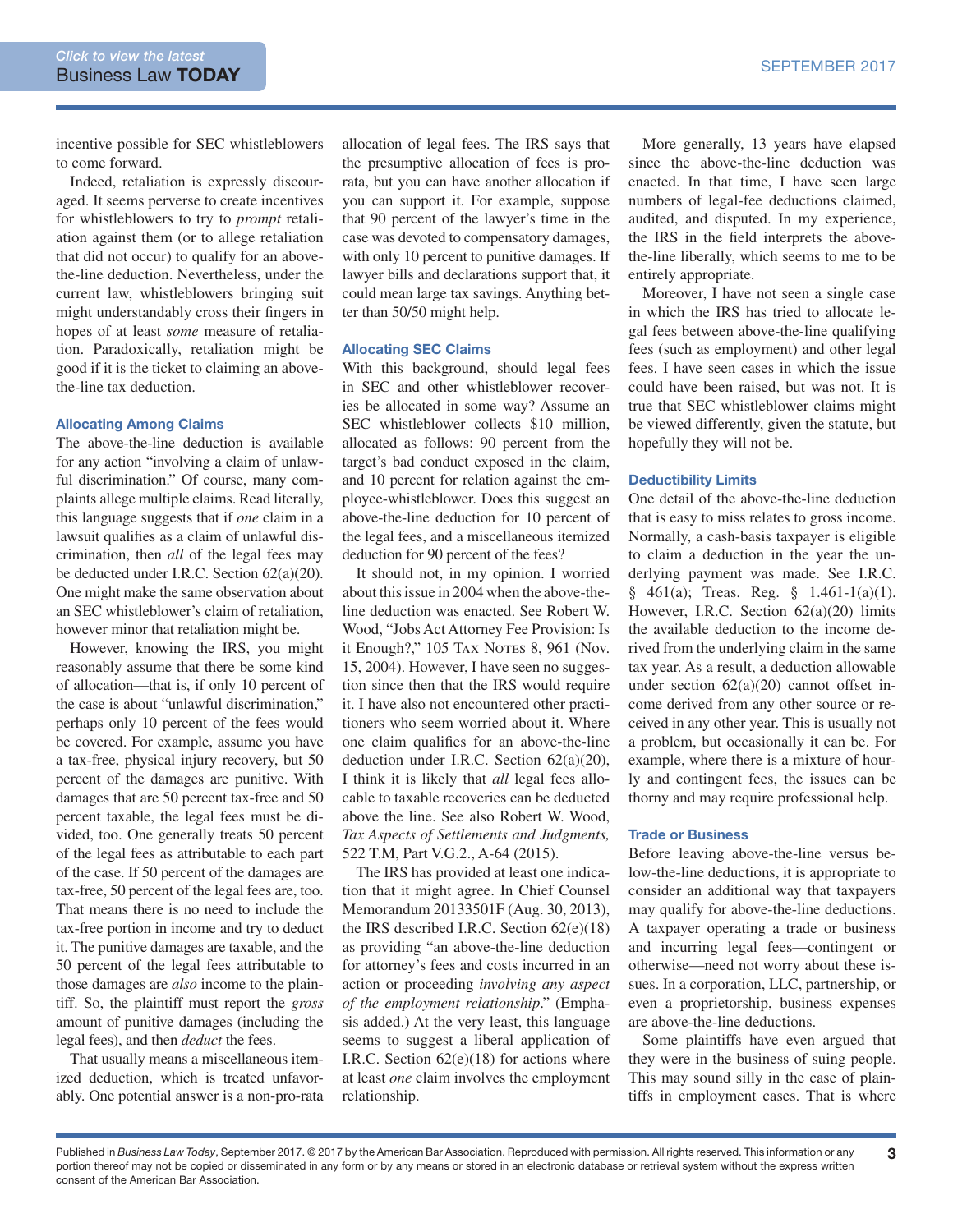incentive possible for SEC whistleblowers to come forward.

Indeed, retaliation is expressly discouraged. It seems perverse to create incentives for whistleblowers to try to *prompt* retaliation against them (or to allege retaliation that did not occur) to qualify for an above-the-line deduction. Nevertheless, under the current law, whistleblowers bringing suit might understandably cross their fingers in hopes of at least *some* measure of retaliation. Paradoxically, retaliation might be good if it is the ticket to claiming an above-the-line tax deduction.

### Allocating Among Claims

The above-the-line deduction is available for any action "involving a claim of unlawful discrimination." Of course, many complaints allege multiple claims. Read literally, this language suggests that if *one* claim in a lawsuit qualifies as a claim of unlawful discrimination, then *all* of the legal fees may be deducted under I.R.C. Section 62(a)(20). One might make the same observation about an SEC whistleblower's claim of retaliation, however minor that retaliation might be.

However, knowing the IRS, you might reasonably assume that there be some kind of allocation—that is, if only 10 percent of the case is about "unlawful discrimination," perhaps only 10 percent of the fees would be covered. For example, assume you have a tax-free, physical injury recovery, but 50 percent of the damages are punitive. With damages that are 50 percent tax-free and 50 percent taxable, the legal fees must be divided, too. One generally treats 50 percent of the legal fees as attributable to each part of the case. If 50 percent of the damages are tax-free, 50 percent of the legal fees are, too. That means there is no need to include the tax-free portion in income and try to deduct it. The punitive damages are taxable, and the 50 percent of the legal fees attributable to those damages are *also* income to the plaintiff. So, the plaintiff must report the *gross* amount of punitive damages (including the legal fees), and then *deduct* the fees.

That usually means a miscellaneous itemized deduction, which is treated unfavorably. One potential answer is a non-pro-rata allocation of legal fees. The IRS says that the presumptive allocation of fees is pro-rata, but you can have another allocation if you can support it. For example, suppose that 90 percent of the lawyer's time in the case was devoted to compensatory damages, with only 10 percent to punitive damages. If lawyer bills and declarations support that, it could mean large tax savings. Anything better than 50/50 might help.

### Allocating SEC Claims

With this background, should legal fees in SEC and other whistleblower recoveries be allocated in some way? Assume an SEC whistleblower collects $10 million, allocated as follows: 90 percent from the target's bad conduct exposed in the claim, and 10 percent for relation against the employee-whistleblower. Does this suggest an above-the-line deduction for 10 percent of the legal fees, and a miscellaneous itemized deduction for 90 percent of the fees?

It should not, in my opinion. I worried about this issue in 2004 when the above-the-line deduction was enacted. See Robert W. Wood, "Jobs Act Attorney Fee Provision: Is it Enough?," 105 Tax Notes 8, 961 (Nov. 15, 2004). However, I have seen no suggestion since then that the IRS would require it. I have also not encountered other practitioners who seem worried about it. Where one claim qualifies for an above-the-line deduction under I.R.C. Section 62(a)(20), I think it is likely that *all* legal fees allocable to taxable recoveries can be deducted above the line. See also Robert W. Wood, *Tax Aspects of Settlements and Judgments,* 522 T.M, Part V.G.2., A-64 (2015).

The IRS has provided at least one indication that it might agree. In Chief Counsel Memorandum 20133501F (Aug. 30, 2013), the IRS described I.R.C. Section 62(e)(18) as providing "an above-the-line deduction for attorney's fees and costs incurred in an action or proceeding *involving any aspect of the employment relationship*." (Emphasis added.) At the very least, this language seems to suggest a liberal application of I.R.C. Section 62(e)(18) for actions where at least *one* claim involves the employment relationship.

More generally, 13 years have elapsed since the above-the-line deduction was enacted. In that time, I have seen large numbers of legal-fee deductions claimed, audited, and disputed. In my experience, the IRS in the field interprets the above-the-line liberally, which seems to me to be entirely appropriate.

Moreover, I have not seen a single case in which the IRS has tried to allocate legal fees between above-the-line qualifying fees (such as employment) and other legal fees. I have seen cases in which the issue could have been raised, but was not. It is true that SEC whistleblower claims might be viewed differently, given the statute, but hopefully they will not be.

### Deductibility Limits

One detail of the above-the-line deduction that is easy to miss relates to gross income. Normally, a cash-basis taxpayer is eligible to claim a deduction in the year the underlying payment was made. See I.R.C. § 461(a); Treas. Reg. § 1.461-1(a)(1). However, I.R.C. Section 62(a)(20) limits the available deduction to the income derived from the underlying claim in the same tax year. As a result, a deduction allowable under section 62(a)(20) cannot offset income derived from any other source or received in any other year. This is usually not a problem, but occasionally it can be. For example, where there is a mixture of hourly and contingent fees, the issues can be thorny and may require professional help.

### Trade or Business

Before leaving above-the-line versus below-the-line deductions, it is appropriate to consider an additional way that taxpayers may qualify for above-the-line deductions. A taxpayer operating a trade or business and incurring legal fees—contingent or otherwise—need not worry about these issues. In a corporation, LLC, partnership, or even a proprietorship, business expenses are above-the-line deductions.

Some plaintiffs have even argued that they were in the business of suing people. This may sound silly in the case of plaintiffs in employment cases. That is where

Published in *Business Law Today*, September 2017. © 2017 by the American Bar Association. Reproduced with permission. All rights reserved. This information or any portion thereof may not be copied or disseminated in any form or by any means or stored in an electronic database or retrieval system without the express written consent of the American Bar Association.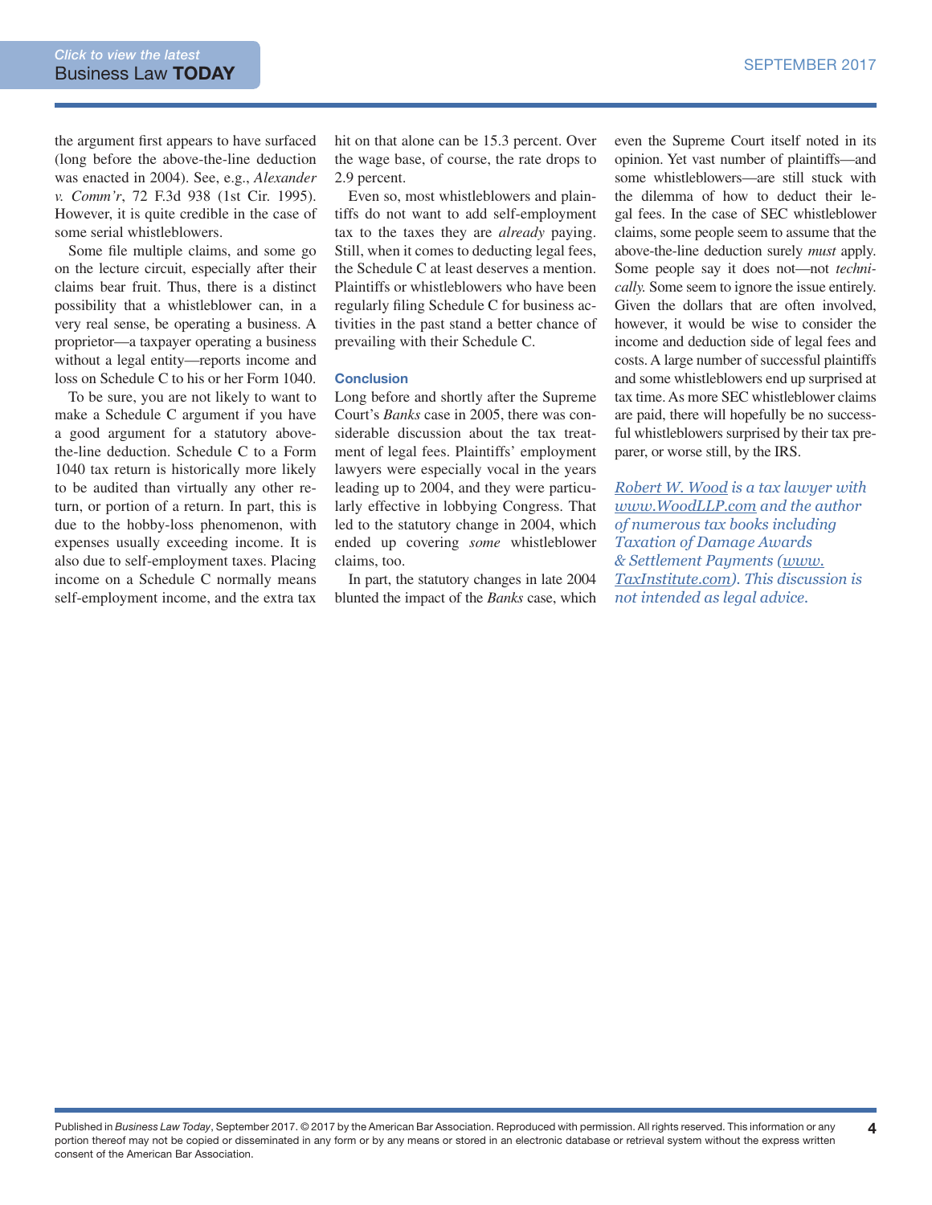the argument first appears to have surfaced (long before the above-the-line deduction was enacted in 2004). See, e.g., *Alexander v. Comm'r*, 72 F.3d 938 (1st Cir. 1995). However, it is quite credible in the case of some serial whistleblowers.

Some file multiple claims, and some go on the lecture circuit, especially after their claims bear fruit. Thus, there is a distinct possibility that a whistleblower can, in a very real sense, be operating a business. A proprietor—a taxpayer operating a business without a legal entity—reports income and loss on Schedule C to his or her Form 1040.

To be sure, you are not likely to want to make a Schedule C argument if you have a good argument for a statutory above-the-line deduction. Schedule C to a Form 1040 tax return is historically more likely to be audited than virtually any other return, or portion of a return. In part, this is due to the hobby-loss phenomenon, with expenses usually exceeding income. It is also due to self-employment taxes. Placing income on a Schedule C normally means self-employment income, and the extra tax hit on that alone can be 15.3 percent. Over the wage base, of course, the rate drops to 2.9 percent.

Even so, most whistleblowers and plaintiffs do not want to add self-employment tax to the taxes they are *already* paying. Still, when it comes to deducting legal fees, the Schedule C at least deserves a mention. Plaintiffs or whistleblowers who have been regularly filing Schedule C for business activities in the past stand a better chance of prevailing with their Schedule C.

## Conclusion

Long before and shortly after the Supreme Court's *Banks* case in 2005, there was considerable discussion about the tax treatment of legal fees. Plaintiffs' employment lawyers were especially vocal in the years leading up to 2004, and they were particularly effective in lobbying Congress. That led to the statutory change in 2004, which ended up covering *some* whistleblower claims, too.

In part, the statutory changes in late 2004 blunted the impact of the *Banks* case, which even the Supreme Court itself noted in its opinion. Yet vast number of plaintiffs—and some whistleblowers—are still stuck with the dilemma of how to deduct their legal fees. In the case of SEC whistleblower claims, some people seem to assume that the above-the-line deduction surely *must* apply. Some people say it does not—not *technically.* Some seem to ignore the issue entirely. Given the dollars that are often involved, however, it would be wise to consider the income and deduction side of legal fees and costs. A large number of successful plaintiffs and some whistleblowers end up surprised at tax time. As more SEC whistleblower claims are paid, there will hopefully be no successful whistleblowers surprised by their tax preparer, or worse still, by the IRS.

*Robert W. Wood is a tax lawyer with www.WoodLLP.com and the author of numerous tax books including Taxation of Damage Awards & Settlement Payments (www.TaxInstitute.com). This discussion is not intended as legal advice.*